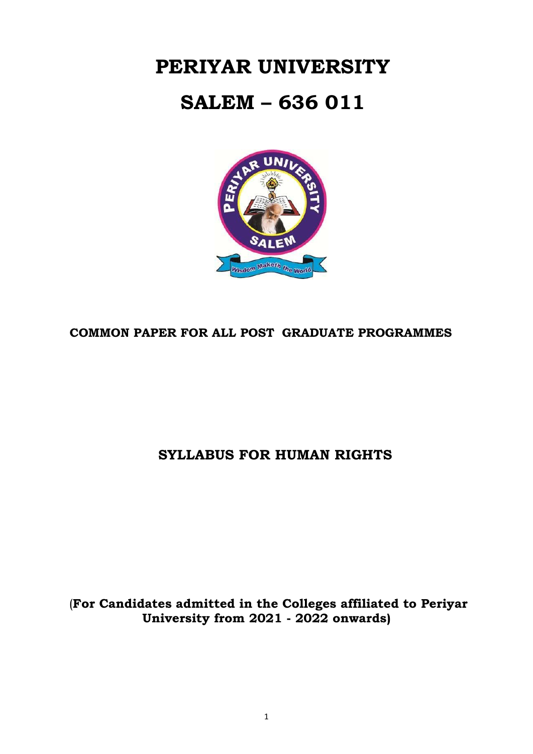# PERIYAR UNIVERSITY

# SALEM – 636 011

**COMMON PAPER FOR ALL POST GRADUATE PROGRAMMES**

## SYLLABUS FOR HUMAN RIGHTS

(**For Candidates admitted in the Colleges affiliated to Periyar University from 2021 - 2022 onwards)**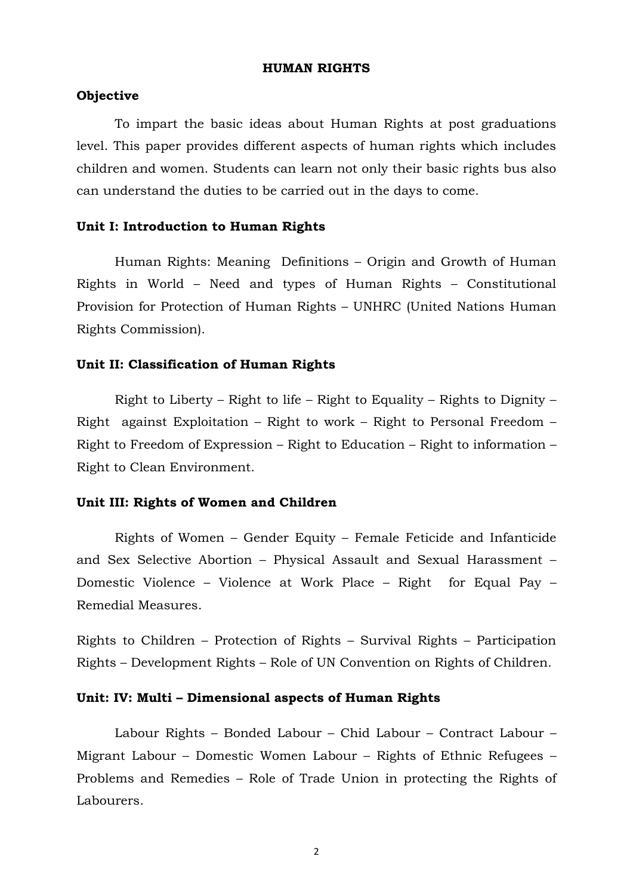## HUMAN RIGHTS

**Objective**

To impart the basic ideas about Human Rights at post graduations level. This paper provides different aspects of human rights which includes children and women. Students can learn not only their basic rights bus also can understand the duties to be carried out in the days to come.

**Unit I: Introduction to Human Rights**

Human Rights: Meaning Definitions – Origin and Growth of Human Rights in World – Need and types of Human Rights – Constitutional Provision for Protection of Human Rights – UNHRC (United Nations Human Rights Commission).

**Unit II: Classification of Human Rights**

Right to Liberty – Right to life – Right to Equality – Rights to Dignity – Right against Exploitation – Right to work – Right to Personal Freedom – Right to Freedom of Expression – Right to Education – Right to information – Right to Clean Environment.

**Unit III: Rights of Women and Children**

Rights of Women – Gender Equity – Female Feticide and Infanticide and Sex Selective Abortion – Physical Assault and Sexual Harassment – Domestic Violence – Violence at Work Place – Right for Equal Pay – Remedial Measures.

Rights to Children – Protection of Rights – Survival Rights – Participation Rights – Development Rights – Role of UN Convention on Rights of Children.

**Unit: IV: Multi – Dimensional aspects of Human Rights**

Labour Rights – Bonded Labour – Chid Labour – Contract Labour – Migrant Labour – Domestic Women Labour – Rights of Ethnic Refugees – Problems and Remedies – Role of Trade Union in protecting the Rights of Labourers.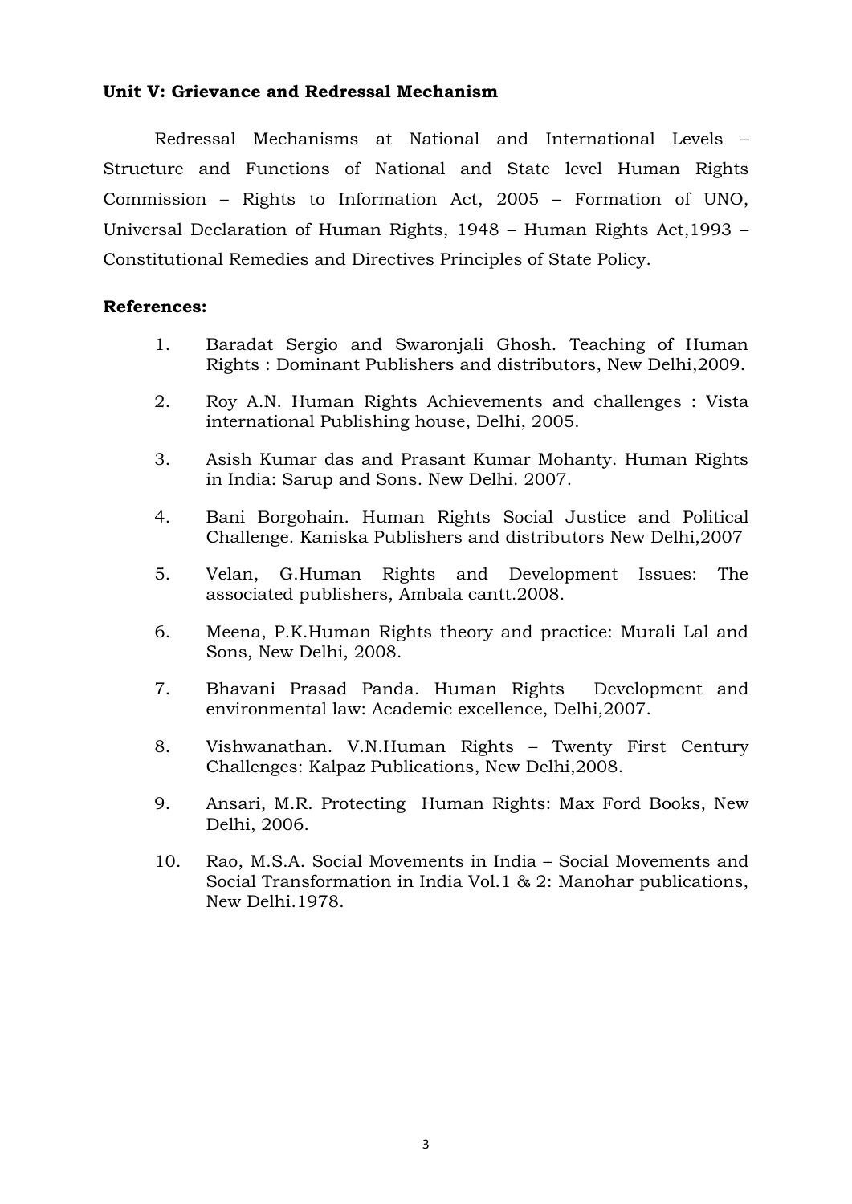**Unit V: Grievance and Redressal Mechanism**

Redressal Mechanisms at National and International Levels – Structure and Functions of National and State level Human Rights Commission – Rights to Information Act, 2005 – Formation of UNO, Universal Declaration of Human Rights, 1948 – Human Rights Act,1993 – Constitutional Remedies and Directives Principles of State Policy.

**References:**

1. Baradat Sergio and Swaronjali Ghosh. Teaching of Human Rights : Dominant Publishers and distributors, New Delhi,2009.
2. Roy A.N. Human Rights Achievements and challenges : Vista international Publishing house, Delhi, 2005.
3. Asish Kumar das and Prasant Kumar Mohanty. Human Rights in India: Sarup and Sons. New Delhi. 2007.
4. Bani Borgohain. Human Rights Social Justice and Political Challenge. Kaniska Publishers and distributors New Delhi,2007
5. Velan, G.Human Rights and Development Issues: The associated publishers, Ambala cantt.2008.
6. Meena, P.K.Human Rights theory and practice: Murali Lal and Sons, New Delhi, 2008.
7. Bhavani Prasad Panda. Human Rights Development and environmental law: Academic excellence, Delhi,2007.
8. Vishwanathan. V.N.Human Rights – Twenty First Century Challenges: Kalpaz Publications, New Delhi,2008.
9. Ansari, M.R. Protecting Human Rights: Max Ford Books, New Delhi, 2006.
10. Rao, M.S.A. Social Movements in India – Social Movements and Social Transformation in India Vol.1 & 2: Manohar publications, New Delhi.1978.